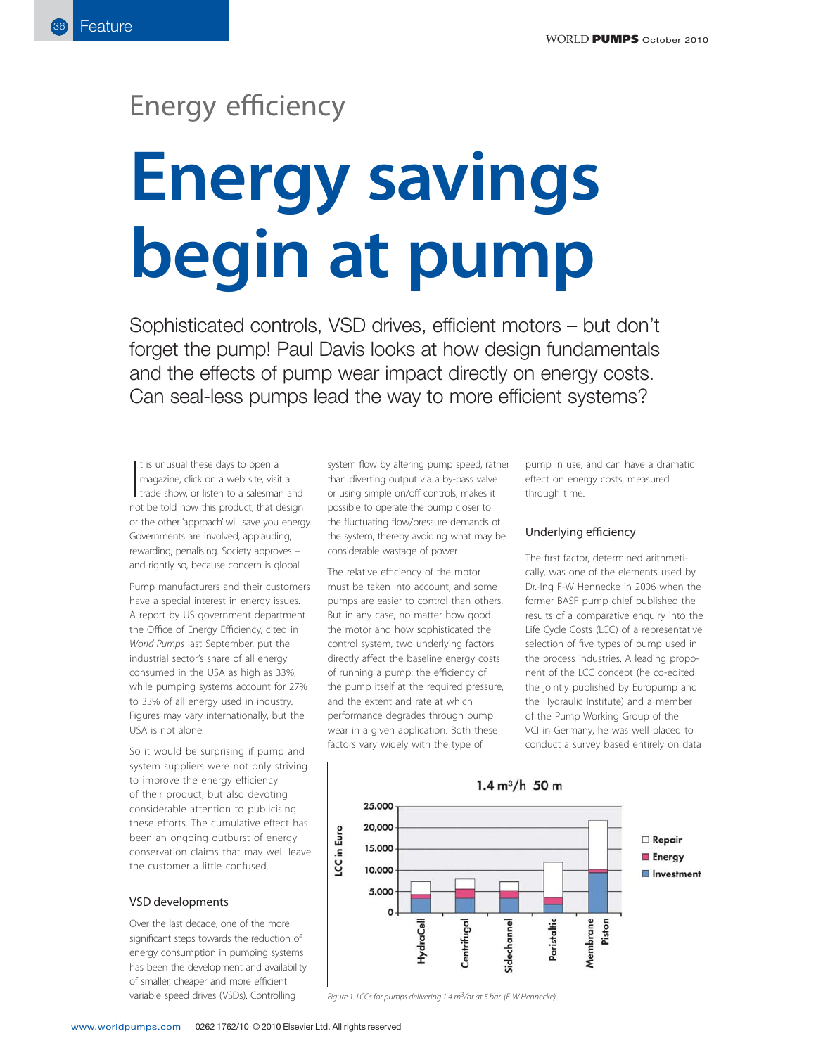Energy efficiency

# Energy savings begin at pump

Sophisticated controls, VSD drives, efficient motors – but don't forget the pump! Paul Davis looks at how design fundamentals and the effects of pump wear impact directly on energy costs. Can seal-less pumps lead the way to more efficient systems?

It is unusual these days to open a magazine, click on a web site, visit a trade show, or listen to a salesman and not be told how this product, that design or the other 'approach' will save you energy. Governments are involved, applauding, rewarding, penalising. Society approves – and rightly so, because concern is global.

Pump manufacturers and their customers have a special interest in energy issues. A report by US government department the Office of Energy Efficiency, cited in *World Pumps* last September, put the industrial sector's share of all energy consumed in the USA as high as 33%, while pumping systems account for 27% to 33% of all energy used in industry. Figures may vary internationally, but the USA is not alone.

So it would be surprising if pump and system suppliers were not only striving to improve the energy efficiency of their product, but also devoting considerable attention to publicising these efforts. The cumulative effect has been an ongoing outburst of energy conservation claims that may well leave the customer a little confused.

## VSD developments

Over the last decade, one of the more significant steps towards the reduction of energy consumption in pumping systems has been the development and availability of smaller, cheaper and more efficient variable speed drives (VSDs). Controlling system flow by altering pump speed, rather than diverting output via a by-pass valve or using simple on/off controls, makes it possible to operate the pump closer to the fluctuating flow/pressure demands of the system, thereby avoiding what may be considerable wastage of power.

The relative efficiency of the motor must be taken into account, and some pumps are easier to control than others. But in any case, no matter how good the motor and how sophisticated the control system, two underlying factors directly affect the baseline energy costs of running a pump: the efficiency of the pump itself at the required pressure, and the extent and rate at which performance degrades through pump wear in a given application. Both these factors vary widely with the type of pump in use, and can have a dramatic effect on energy costs, measured through time.

## Underlying efficiency

The first factor, determined arithmetically, was one of the elements used by Dr.-Ing F-W Hennecke in 2006 when the former BASF pump chief published the results of a comparative enquiry into the Life Cycle Costs (LCC) of a representative selection of five types of pump used in the process industries. A leading proponent of the LCC concept (he co-edited the jointly published by Europump and the Hydraulic Institute) and a member of the Pump Working Group of the VCI in Germany, he was well placed to conduct a survey based entirely on data

Figure 1. LCCs for pumps delivering 1.4 $m^3$/hr at 5 bar. (F-W Hennecke).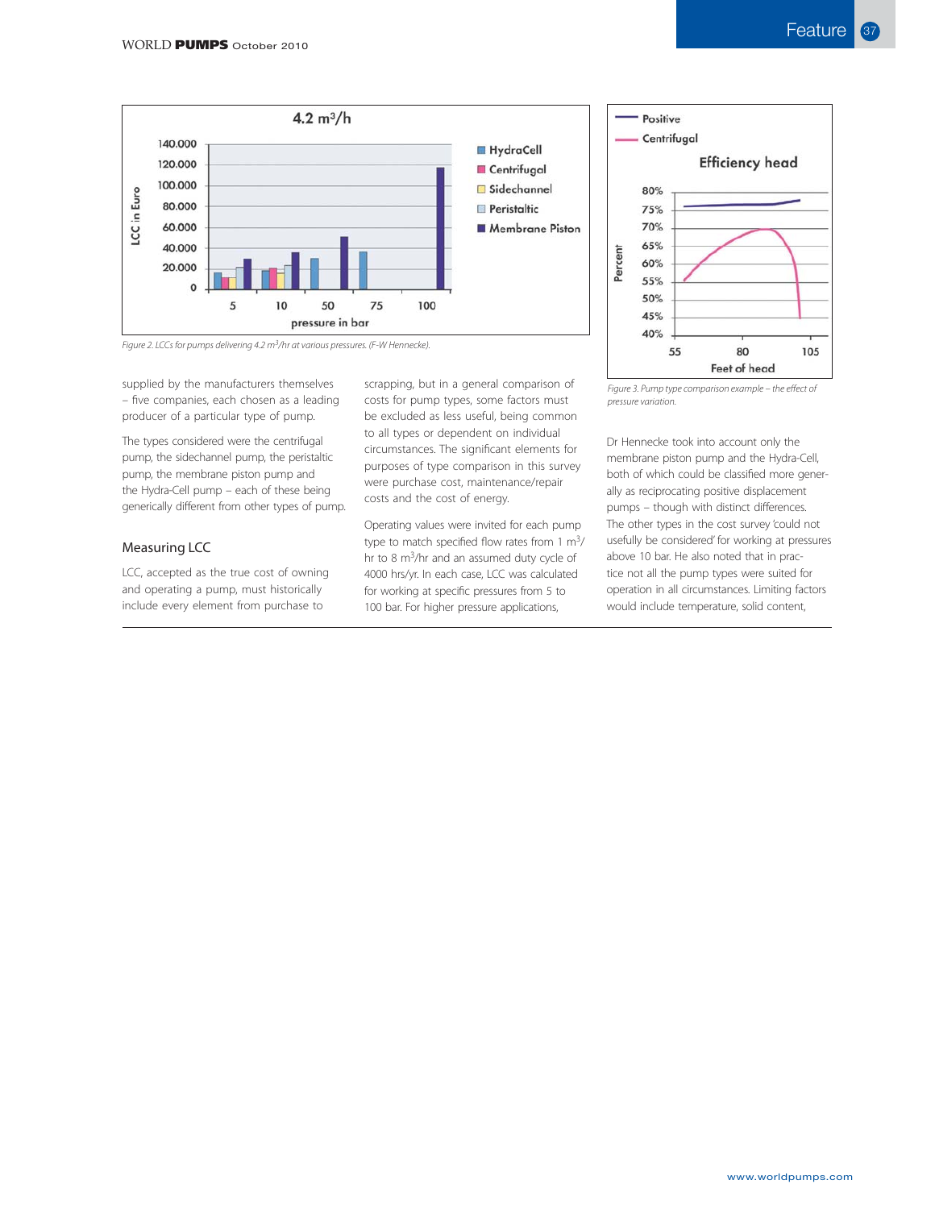Figure 2. LCCs for pumps delivering 4.2 $m^3$/hr at various pressures. (F-W Hennecke).

Figure 3. Pump type comparison example – the effect of pressure variation.

supplied by the manufacturers themselves – five companies, each chosen as a leading producer of a particular type of pump.

The types considered were the centrifugal pump, the sidechannel pump, the peristaltic pump, the membrane piston pump and the Hydra-Cell pump – each of these being generically different from other types of pump.

## Measuring LCC

LCC, accepted as the true cost of owning and operating a pump, must historically include every element from purchase to scrapping, but in a general comparison of costs for pump types, some factors must be excluded as less useful, being common to all types or dependent on individual circumstances. The significant elements for purposes of type comparison in this survey were purchase cost, maintenance/repair costs and the cost of energy.

Operating values were invited for each pump type to match specified flow rates from 1 $m^3$/hr to 8 $m^3$/hr and an assumed duty cycle of 4000 hrs/yr. In each case, LCC was calculated for working at specific pressures from 5 to 100 bar. For higher pressure applications, Dr Hennecke took into account only the membrane piston pump and the Hydra-Cell, both of which could be classified more generally as reciprocating positive displacement pumps – though with distinct differences. The other types in the cost survey 'could not usefully be considered' for working at pressures above 10 bar. He also noted that in practice not all the pump types were suited for operation in all circumstances. Limiting factors would include temperature, solid content,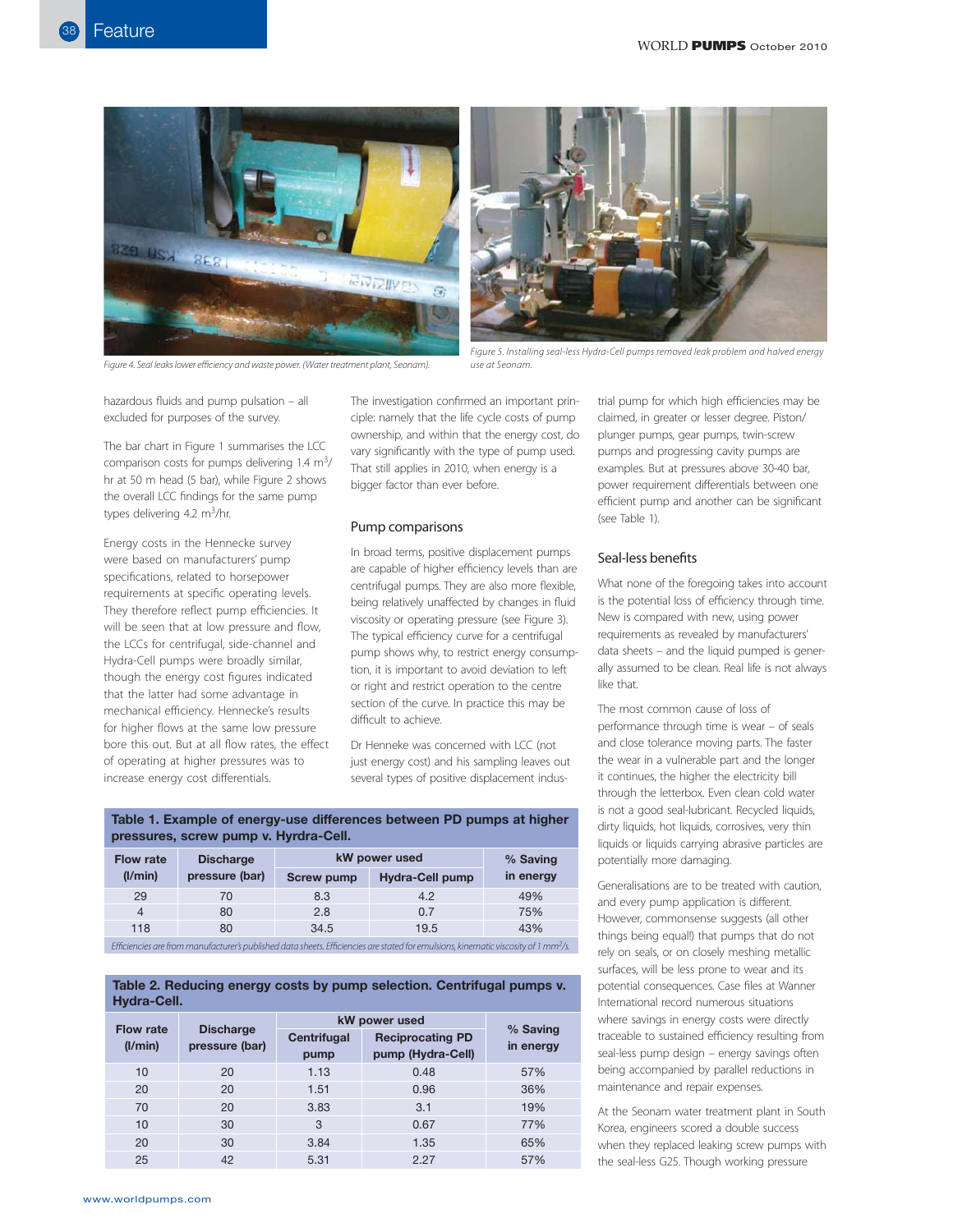Figure 4. Seal leaks lower efficiency and waste power. (Water treatment plant, Seonam).

Figure 5. Installing seal-less Hydra-Cell pumps removed leak problem and halved energy use at Seonam.

hazardous fluids and pump pulsation – all excluded for purposes of the survey.

The bar chart in Figure 1 summarises the LCC comparison costs for pumps delivering 1.4 $m^3$/hr at 50 m head (5 bar), while Figure 2 shows the overall LCC findings for the same pump types delivering 4.2 $m^3$/hr.

Energy costs in the Hennecke survey were based on manufacturers' pump specifications, related to horsepower requirements at specific operating levels. They therefore reflect pump efficiencies. It will be seen that at low pressure and flow, the LCCs for centrifugal, side-channel and Hydra-Cell pumps were broadly similar, though the energy cost figures indicated that the latter had some advantage in mechanical efficiency. Hennecke's results for higher flows at the same low pressure bore this out. But at all flow rates, the effect of operating at higher pressures was to increase energy cost differentials.

The investigation confirmed an important principle: namely that the life cycle costs of pump ownership, and within that the energy cost, do vary significantly with the type of pump used. That still applies in 2010, when energy is a bigger factor than ever before.

## Pump comparisons

In broad terms, positive displacement pumps are capable of higher efficiency levels than are centrifugal pumps. They are also more flexible, being relatively unaffected by changes in fluid viscosity or operating pressure (see Figure 3). The typical efficiency curve for a centrifugal pump shows why, to restrict energy consumption, it is important to avoid deviation to left or right and restrict operation to the centre section of the curve. In practice this may be difficult to achieve.

Dr Henneke was concerned with LCC (not just energy cost) and his sampling leaves out several types of positive displacement industrial pump for which high efficiencies may be claimed, in greater or lesser degree. Piston/plunger pumps, gear pumps, twin-screw pumps and progressing cavity pumps are examples. But at pressures above 30-40 bar, power requirement differentials between one efficient pump and another can be significant (see Table 1).

**Table 1. Example of energy-use differences between PD pumps at higher pressures, screw pump v. Hyrdra-Cell.**

| Flow rate (l/min) | Discharge pressure (bar) | kW power used | | % Saving in energy |
|---|---|---|---|---|
| | | Screw pump | Hydra-Cell pump | |
| 29 | 70 | 8.3 | 4.2 | 49% |
| 4 | 80 | 2.8 | 0.7 | 75% |
| 118 | 80 | 34.5 | 19.5 | 43% |

*Efficiencies are from manufacturer's published data sheets. Efficiencies are stated for emulsions, kinematic viscosity of 1 $mm^2$/s.*

**Table 2. Reducing energy costs by pump selection. Centrifugal pumps v. Hydra-Cell.**

| Flow rate (l/min) | Discharge pressure (bar) | kW power used | | % Saving in energy |
|---|---|---|---|---|
| | | Centrifugal pump | Reciprocating PD pump (Hydra-Cell) | |
| 10 | 20 | 1.13 | 0.48 | 57% |
| 20 | 20 | 1.51 | 0.96 | 36% |
| 70 | 20 | 3.83 | 3.1 | 19% |
| 10 | 30 | 3 | 0.67 | 77% |
| 20 | 30 | 3.84 | 1.35 | 65% |
| 25 | 42 | 5.31 | 2.27 | 57% |

## Seal-less benefits

What none of the foregoing takes into account is the potential loss of efficiency through time. New is compared with new, using power requirements as revealed by manufacturers' data sheets – and the liquid pumped is generally assumed to be clean. Real life is not always like that.

The most common cause of loss of performance through time is wear – of seals and close tolerance moving parts. The faster the wear in a vulnerable part and the longer it continues, the higher the electricity bill through the letterbox. Even clean cold water is not a good seal-lubricant. Recycled liquids, dirty liquids, hot liquids, corrosives, very thin liquids or liquids carrying abrasive particles are potentially more damaging.

Generalisations are to be treated with caution, and every pump application is different. However, commonsense suggests (all other things being equal!) that pumps that do not rely on seals, or on closely meshing metallic surfaces, will be less prone to wear and its potential consequences. Case files at Wanner International record numerous situations where savings in energy costs were directly traceable to sustained efficiency resulting from seal-less pump design – energy savings often being accompanied by parallel reductions in maintenance and repair expenses.

At the Seonam water treatment plant in South Korea, engineers scored a double success when they replaced leaking screw pumps with the seal-less G25. Though working pressure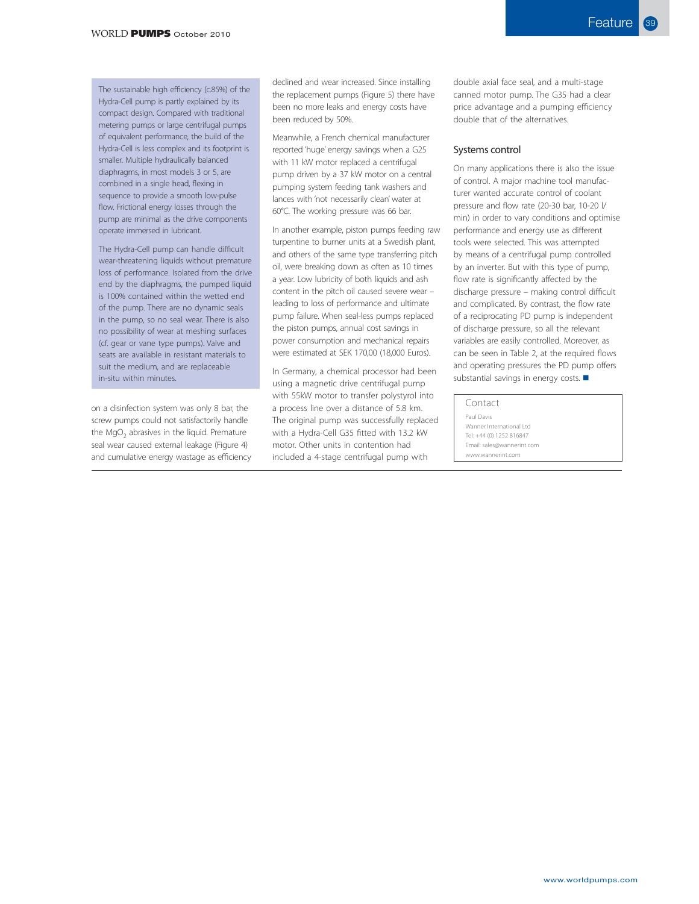The sustainable high efficiency (c.85%) of the Hydra-Cell pump is partly explained by its compact design. Compared with traditional metering pumps or large centrifugal pumps of equivalent performance, the build of the Hydra-Cell is less complex and its footprint is smaller. Multiple hydraulically balanced diaphragms, in most models 3 or 5, are combined in a single head, flexing in sequence to provide a smooth low-pulse flow. Frictional energy losses through the pump are minimal as the drive components operate immersed in lubricant.

The Hydra-Cell pump can handle difficult wear-threatening liquids without premature loss of performance. Isolated from the drive end by the diaphragms, the pumped liquid is 100% contained within the wetted end of the pump. There are no dynamic seals in the pump, so no seal wear. There is also no possibility of wear at meshing surfaces (cf. gear or vane type pumps). Valve and seats are available in resistant materials to suit the medium, and are replaceable in-situ within minutes.

on a disinfection system was only 8 bar, the screw pumps could not satisfactorily handle the $MgO_2$ abrasives in the liquid. Premature seal wear caused external leakage (Figure 4) and cumulative energy wastage as efficiency declined and wear increased. Since installing the replacement pumps (Figure 5) there have been no more leaks and energy costs have been reduced by 50%.

Meanwhile, a French chemical manufacturer reported 'huge' energy savings when a G25 with 11 kW motor replaced a centrifugal pump driven by a 37 kW motor on a central pumping system feeding tank washers and lances with 'not necessarily clean' water at 60°C. The working pressure was 66 bar.

In another example, piston pumps feeding raw turpentine to burner units at a Swedish plant, and others of the same type transferring pitch oil, were breaking down as often as 10 times a year. Low lubricity of both liquids and ash content in the pitch oil caused severe wear – leading to loss of performance and ultimate pump failure. When seal-less pumps replaced the piston pumps, annual cost savings in power consumption and mechanical repairs were estimated at SEK 170,00 (18,000 Euros).

In Germany, a chemical processor had been using a magnetic drive centrifugal pump with 55kW motor to transfer polystyrol into a process line over a distance of 5.8 km. The original pump was successfully replaced with a Hydra-Cell G35 fitted with 13.2 kW motor. Other units in contention had included a 4-stage centrifugal pump with double axial face seal, and a multi-stage canned motor pump. The G35 had a clear price advantage and a pumping efficiency double that of the alternatives.

## Systems control

On many applications there is also the issue of control. A major machine tool manufacturer wanted accurate control of coolant pressure and flow rate (20-30 bar, 10-20 l/min) in order to vary conditions and optimise performance and energy use as different tools were selected. This was attempted by means of a centrifugal pump controlled by an inverter. But with this type of pump, flow rate is significantly affected by the discharge pressure – making control difficult and complicated. By contrast, the flow rate of a reciprocating PD pump is independent of discharge pressure, so all the relevant variables are easily controlled. Moreover, as can be seen in Table 2, at the required flows and operating pressures the PD pump offers substantial savings in energy costs. ■

**Contact**

Paul Davis
Wanner International Ltd
Tel: +44 (0) 1252 816847
Email: sales@wannerint.com
www.wannerint.com